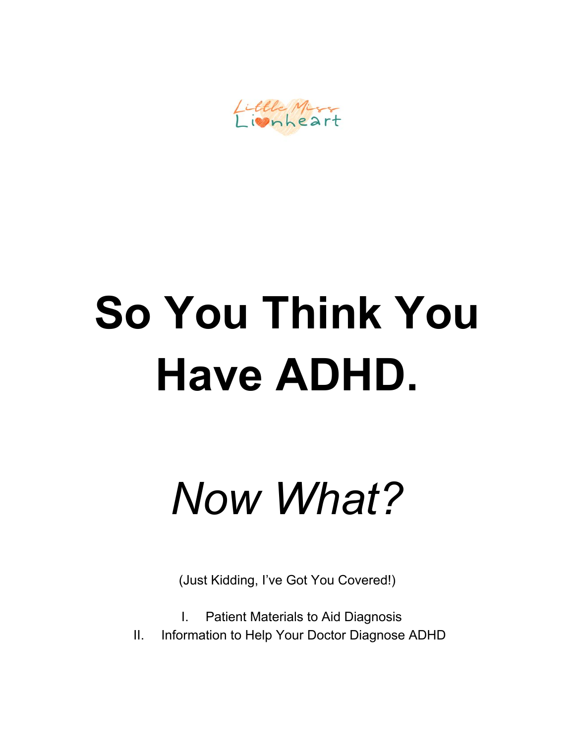Little Miss Lionheart

# So You Think You Have ADHD.

## *Now What?*

(Just Kidding, I've Got You Covered!)

I. Patient Materials to Aid Diagnosis
II. Information to Help Your Doctor Diagnose ADHD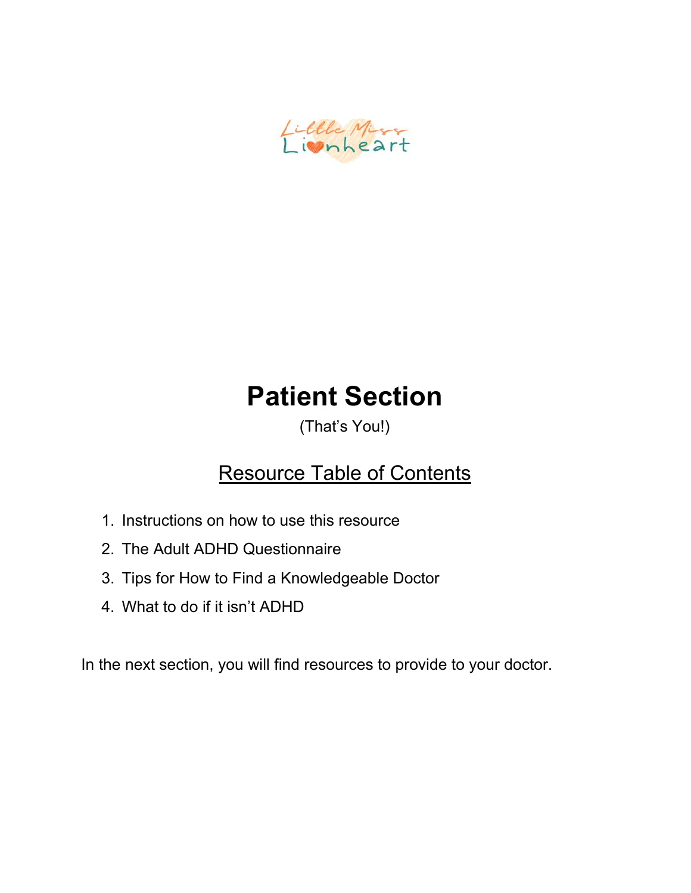Little Miss Lionheart

# Patient Section

(That's You!)

## Resource Table of Contents

1. Instructions on how to use this resource
2. The Adult ADHD Questionnaire
3. Tips for How to Find a Knowledgeable Doctor
4. What to do if it isn't ADHD

In the next section, you will find resources to provide to your doctor.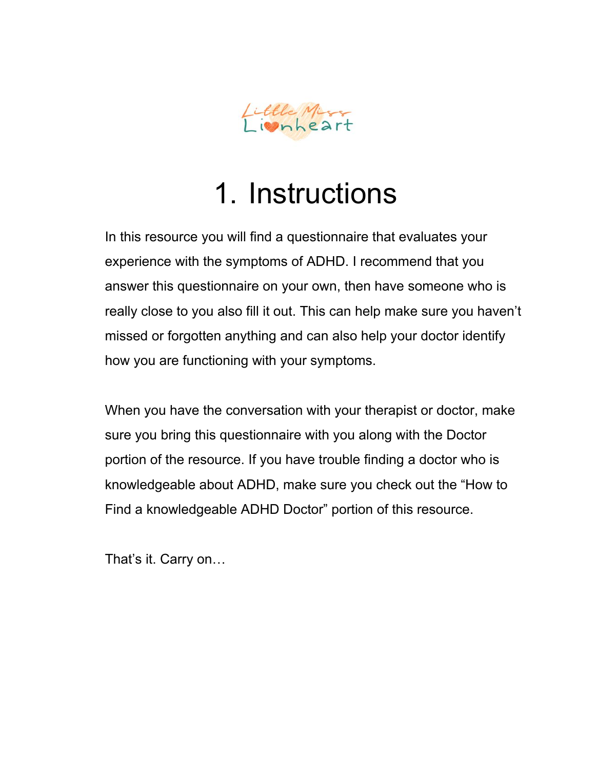# 1. Instructions

In this resource you will find a questionnaire that evaluates your experience with the symptoms of ADHD. I recommend that you answer this questionnaire on your own, then have someone who is really close to you also fill it out. This can help make sure you haven't missed or forgotten anything and can also help your doctor identify how you are functioning with your symptoms.

When you have the conversation with your therapist or doctor, make sure you bring this questionnaire with you along with the Doctor portion of the resource. If you have trouble finding a doctor who is knowledgeable about ADHD, make sure you check out the "How to Find a knowledgeable ADHD Doctor" portion of this resource.

That's it. Carry on…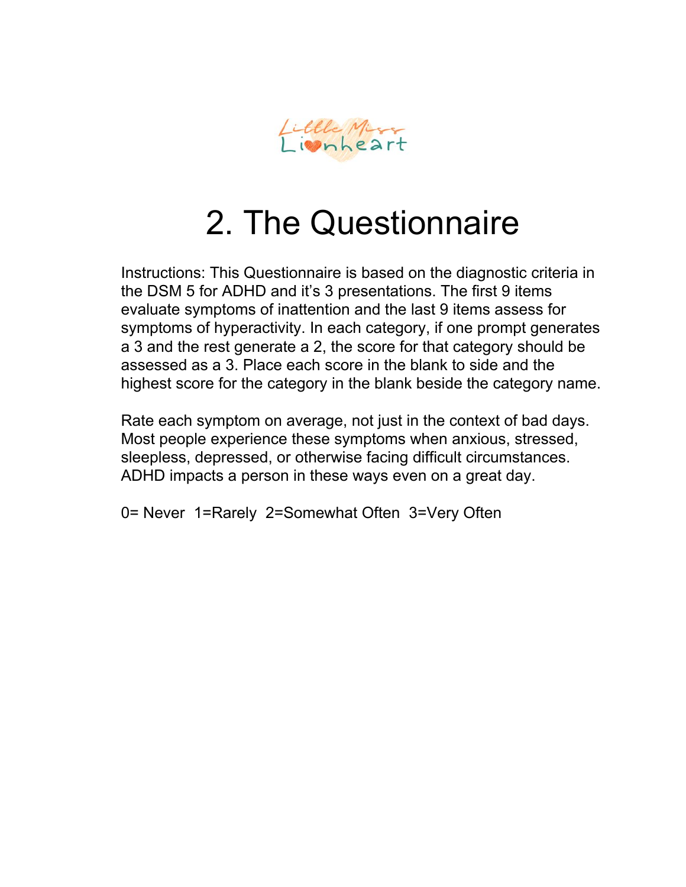# 2. The Questionnaire

Instructions: This Questionnaire is based on the diagnostic criteria in the DSM 5 for ADHD and it's 3 presentations. The first 9 items evaluate symptoms of inattention and the last 9 items assess for symptoms of hyperactivity. In each category, if one prompt generates a 3 and the rest generate a 2, the score for that category should be assessed as a 3. Place each score in the blank to side and the highest score for the category in the blank beside the category name.

Rate each symptom on average, not just in the context of bad days. Most people experience these symptoms when anxious, stressed, sleepless, depressed, or otherwise facing difficult circumstances. ADHD impacts a person in these ways even on a great day.

0= Never 1=Rarely 2=Somewhat Often 3=Very Often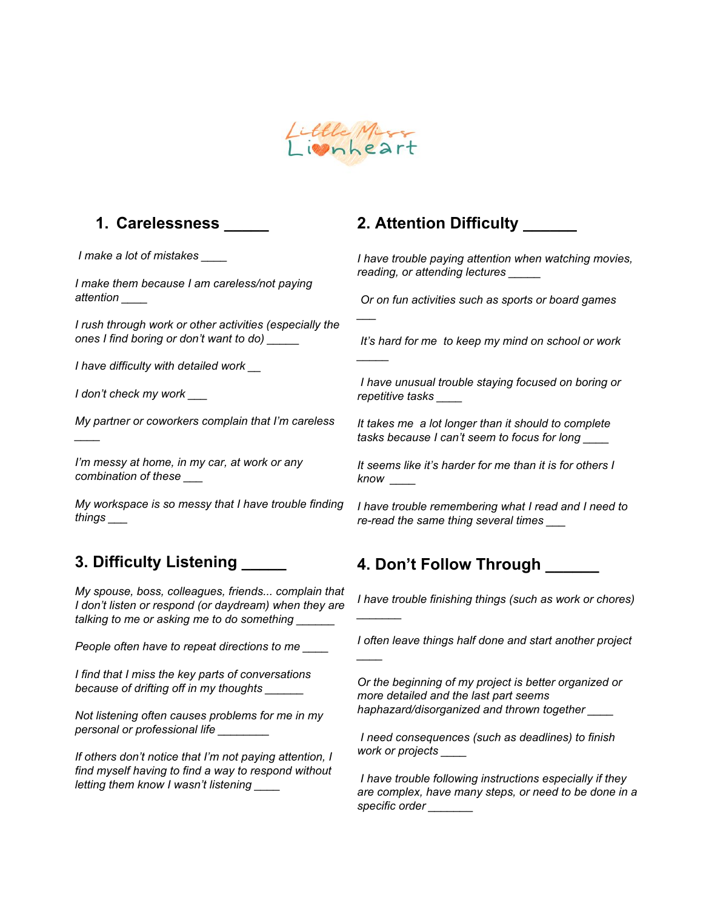Little Miss Lionheart

## 1. Carelessness _____

*I make a lot of mistakes ____*

*I make them because I am careless/not paying attention ____*

*I rush through work or other activities (especially the ones I find boring or don't want to do) _____*

*I have difficulty with detailed work __*

*I don't check my work ___*

*My partner or coworkers complain that I'm careless ____*

*I'm messy at home, in my car, at work or any combination of these ___*

*My workspace is so messy that I have trouble finding things ___*

## 2. Attention Difficulty ______

*I have trouble paying attention when watching movies, reading, or attending lectures _____*

*Or on fun activities such as sports or board games ___*

*It's hard for me to keep my mind on school or work _____*

*I have unusual trouble staying focused on boring or repetitive tasks ____*

*It takes me a lot longer than it should to complete tasks because I can't seem to focus for long ____*

*It seems like it's harder for me than it is for others I know ____*

*I have trouble remembering what I read and I need to re-read the same thing several times ___*

## 3. Difficulty Listening _____

*My spouse, boss, colleagues, friends... complain that I don't listen or respond (or daydream) when they are talking to me or asking me to do something ______*

*People often have to repeat directions to me ____*

*I find that I miss the key parts of conversations because of drifting off in my thoughts ______*

*Not listening often causes problems for me in my personal or professional life ________*

*If others don't notice that I'm not paying attention, I find myself having to find a way to respond without letting them know I wasn't listening ____*

## 4. Don't Follow Through ______

*I have trouble finishing things (such as work or chores) _______*

*I often leave things half done and start another project ____*

*Or the beginning of my project is better organized or more detailed and the last part seems haphazard/disorganized and thrown together ____*

*I need consequences (such as deadlines) to finish work or projects ____*

*I have trouble following instructions especially if they are complex, have many steps, or need to be done in a specific order _______*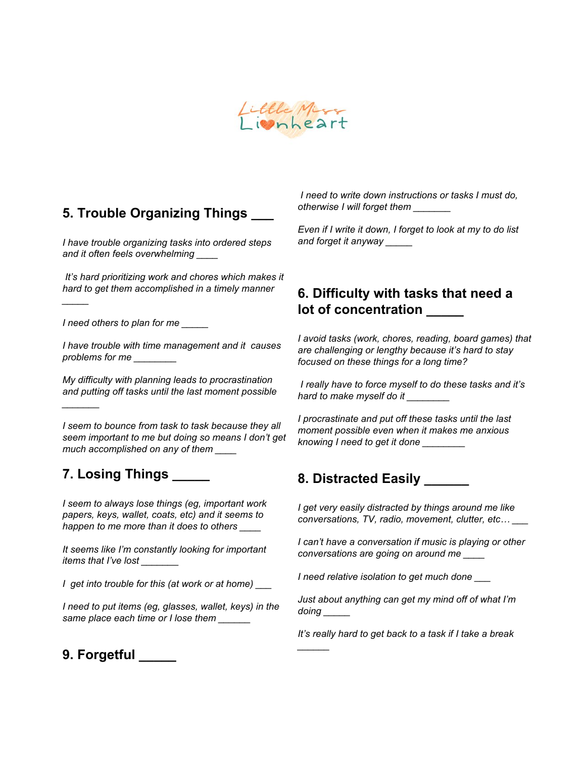## 5. Trouble Organizing Things ___

*I have trouble organizing tasks into ordered steps and it often feels overwhelming ____*

*It's hard prioritizing work and chores which makes it hard to get them accomplished in a timely manner _____*

*I need others to plan for me _____*

*I have trouble with time management and it causes problems for me ________*

*My difficulty with planning leads to procrastination and putting off tasks until the last moment possible _______*

*I seem to bounce from task to task because they all seem important to me but doing so means I don't get much accomplished on any of them ____*

*I need to write down instructions or tasks I must do, otherwise I will forget them _______*

*Even if I write it down, I forget to look at my to do list and forget it anyway _____*

## 6. Difficulty with tasks that need a lot of concentration _____

*I avoid tasks (work, chores, reading, board games) that are challenging or lengthy because it's hard to stay focused on these things for a long time?*

*I really have to force myself to do these tasks and it's hard to make myself do it ________*

*I procrastinate and put off these tasks until the last moment possible even when it makes me anxious knowing I need to get it done ________*

## 7. Losing Things _____

*I seem to always lose things (eg, important work papers, keys, wallet, coats, etc) and it seems to happen to me more than it does to others ____*

*It seems like I'm constantly looking for important items that I've lost _______*

*I get into trouble for this (at work or at home) ___*

*I need to put items (eg, glasses, wallet, keys) in the same place each time or I lose them ______*

## 8. Distracted Easily ______

*I get very easily distracted by things around me like conversations, TV, radio, movement, clutter, etc… ___*

*I can't have a conversation if music is playing or other conversations are going on around me ____*

*I need relative isolation to get much done ___*

*Just about anything can get my mind off of what I'm doing _____*

*It's really hard to get back to a task if I take a break ______*

## 9. Forgetful _____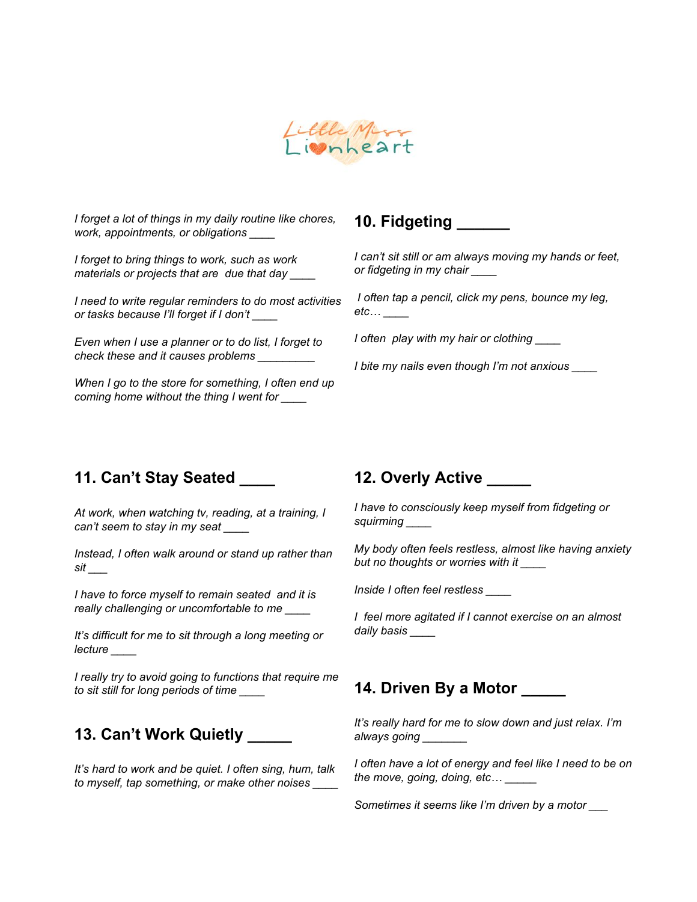*I forget a lot of things in my daily routine like chores, work, appointments, or obligations ____*

*I forget to bring things to work, such as work materials or projects that are due that day ____*

*I need to write regular reminders to do most activities or tasks because I'll forget if I don't ____*

*Even when I use a planner or to do list, I forget to check these and it causes problems _________*

*When I go to the store for something, I often end up coming home without the thing I went for ____*

## 10. Fidgeting ______

*I can't sit still or am always moving my hands or feet, or fidgeting in my chair ____*

*I often tap a pencil, click my pens, bounce my leg, etc… ____*

*I often play with my hair or clothing ____*

*I bite my nails even though I'm not anxious ____*

## 11. Can't Stay Seated ____

*At work, when watching tv, reading, at a training, I can't seem to stay in my seat ____*

*Instead, I often walk around or stand up rather than sit ___*

*I have to force myself to remain seated and it is really challenging or uncomfortable to me ____*

*It's difficult for me to sit through a long meeting or lecture ____*

*I really try to avoid going to functions that require me to sit still for long periods of time ____*

## 12. Overly Active _____

*I have to consciously keep myself from fidgeting or squirming ____*

*My body often feels restless, almost like having anxiety but no thoughts or worries with it ____*

*Inside I often feel restless ____*

*I feel more agitated if I cannot exercise on an almost daily basis ____*

## 13. Can't Work Quietly _____

*It's hard to work and be quiet. I often sing, hum, talk to myself, tap something, or make other noises ____*

## 14. Driven By a Motor _____

*It's really hard for me to slow down and just relax. I'm always going _______*

*I often have a lot of energy and feel like I need to be on the move, going, doing, etc… _____*

*Sometimes it seems like I'm driven by a motor ___*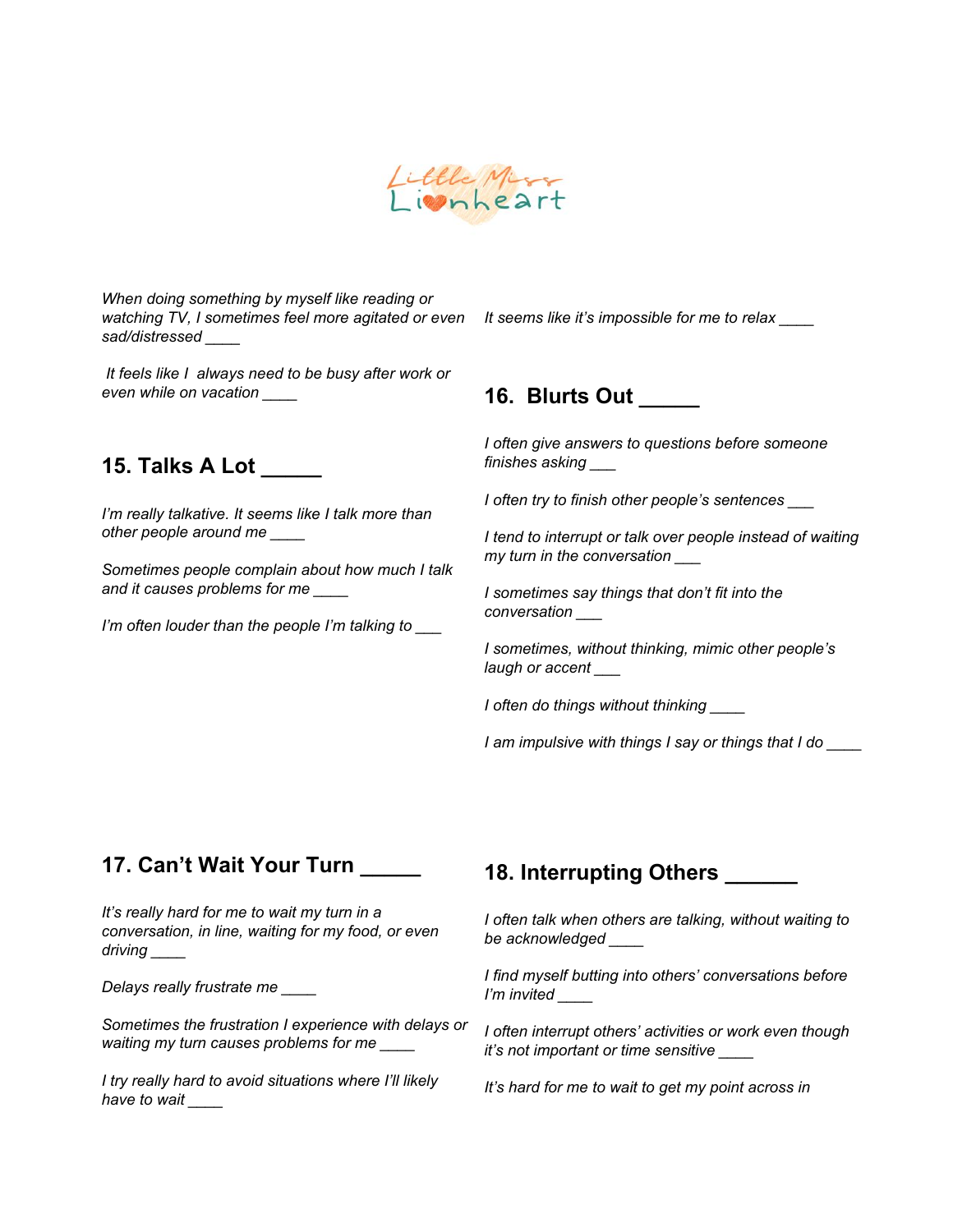*When doing something by myself like reading or watching TV, I sometimes feel more agitated or even sad/distressed ____*

*It feels like I always need to be busy after work or even while on vacation ____*

*It seems like it's impossible for me to relax ____*

## 15. Talks A Lot _____

*I'm really talkative. It seems like I talk more than other people around me ____*

*Sometimes people complain about how much I talk and it causes problems for me ____*

*I'm often louder than the people I'm talking to ___*

## 16. Blurts Out _____

*I often give answers to questions before someone finishes asking ___*

*I often try to finish other people's sentences ___*

*I tend to interrupt or talk over people instead of waiting my turn in the conversation ___*

*I sometimes say things that don't fit into the conversation ___*

*I sometimes, without thinking, mimic other people's laugh or accent ___*

*I often do things without thinking ____*

*I am impulsive with things I say or things that I do ____*

## 17. Can't Wait Your Turn _____

*It's really hard for me to wait my turn in a conversation, in line, waiting for my food, or even driving ____*

*Delays really frustrate me ____*

*Sometimes the frustration I experience with delays or waiting my turn causes problems for me ____*

*I try really hard to avoid situations where I'll likely have to wait ____*

## 18. Interrupting Others ______

*I often talk when others are talking, without waiting to be acknowledged ____*

*I find myself butting into others' conversations before I'm invited ____*

*I often interrupt others' activities or work even though it's not important or time sensitive ____*

*It's hard for me to wait to get my point across in*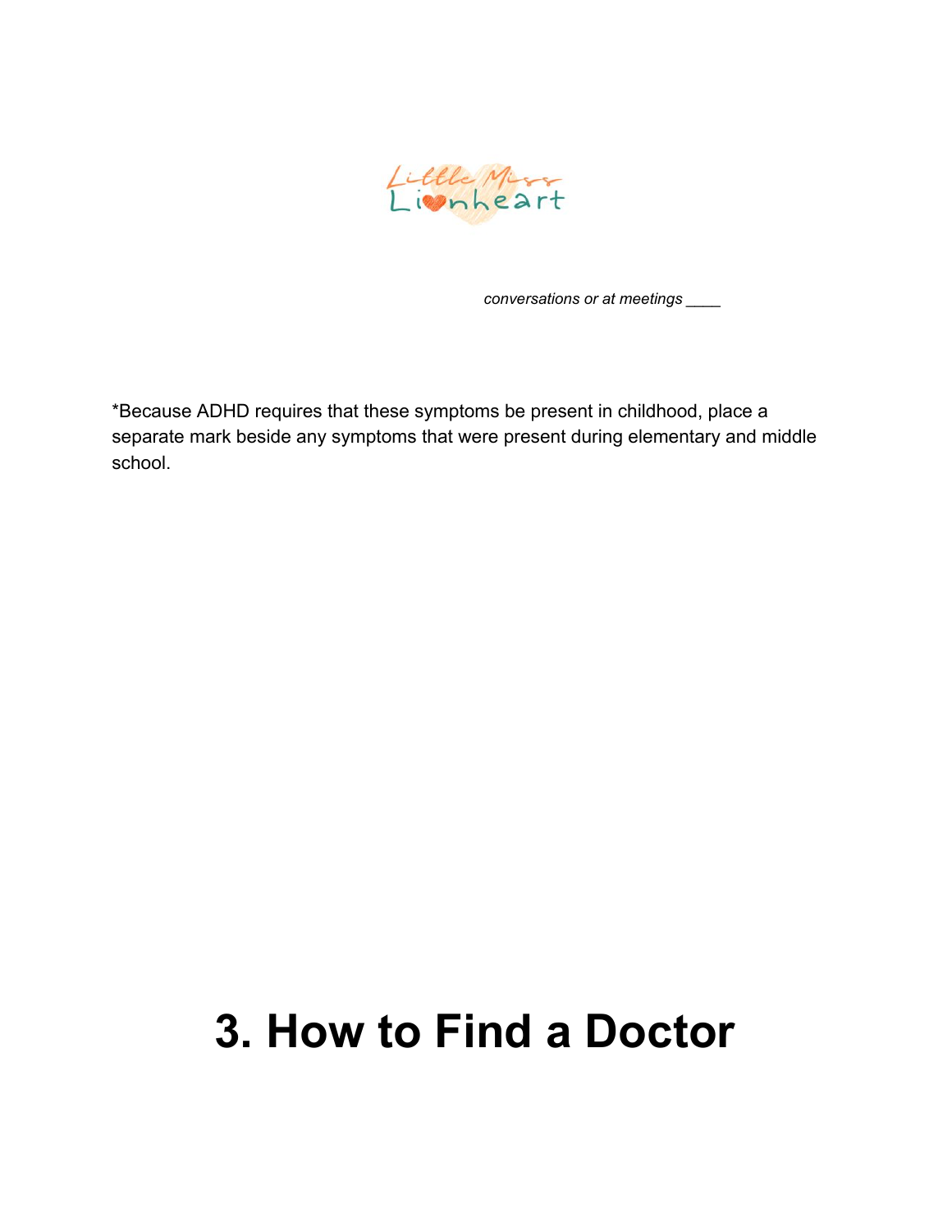*conversations or at meetings* ____

*Because ADHD requires that these symptoms be present in childhood, place a separate mark beside any symptoms that were present during elementary and middle school.

# 3. How to Find a Doctor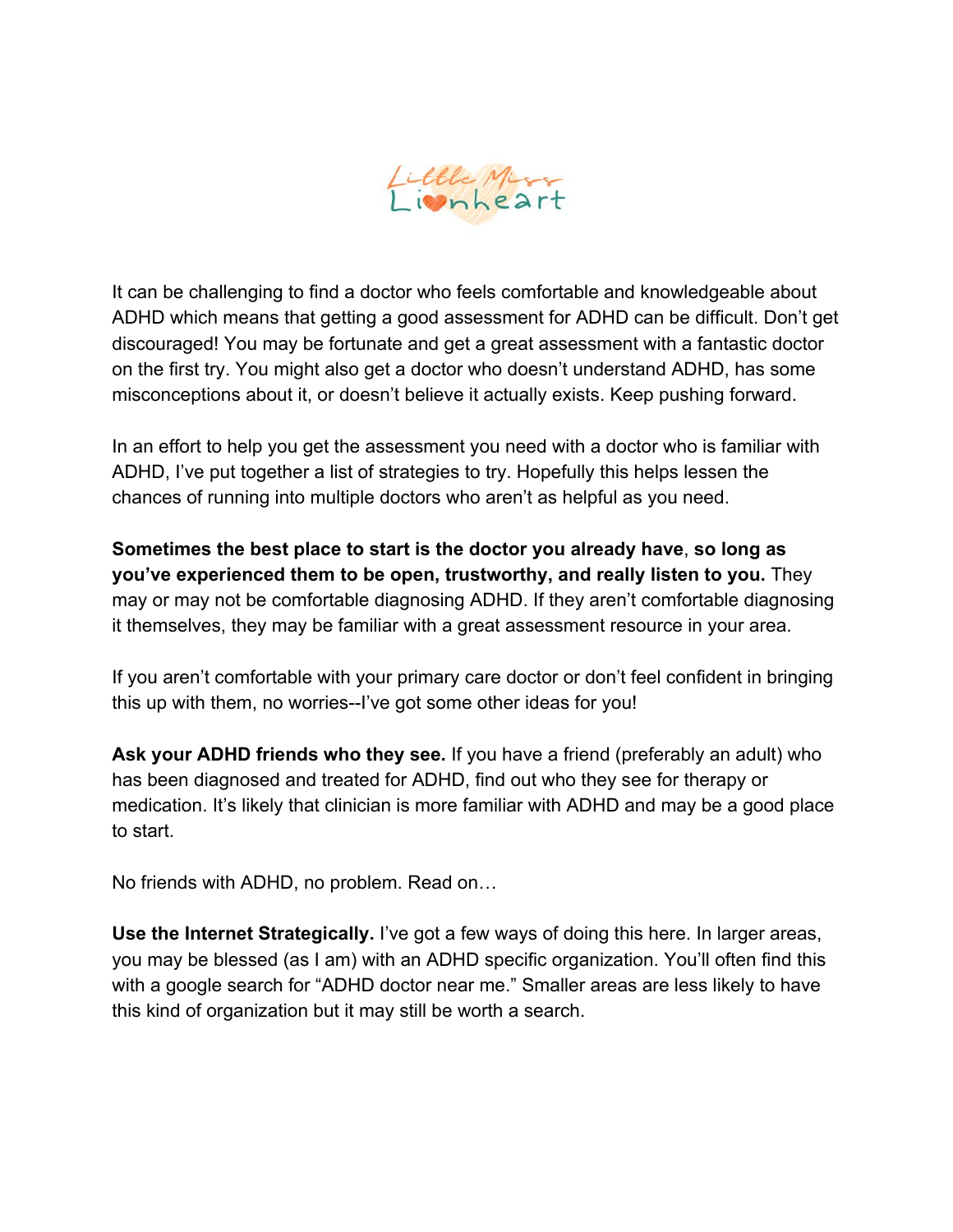It can be challenging to find a doctor who feels comfortable and knowledgeable about ADHD which means that getting a good assessment for ADHD can be difficult. Don't get discouraged! You may be fortunate and get a great assessment with a fantastic doctor on the first try. You might also get a doctor who doesn't understand ADHD, has some misconceptions about it, or doesn't believe it actually exists. Keep pushing forward.

In an effort to help you get the assessment you need with a doctor who is familiar with ADHD, I've put together a list of strategies to try. Hopefully this helps lessen the chances of running into multiple doctors who aren't as helpful as you need.

**Sometimes the best place to start is the doctor you already have**, **so long as you've experienced them to be open, trustworthy, and really listen to you.** They may or may not be comfortable diagnosing ADHD. If they aren't comfortable diagnosing it themselves, they may be familiar with a great assessment resource in your area.

If you aren't comfortable with your primary care doctor or don't feel confident in bringing this up with them, no worries--I've got some other ideas for you!

**Ask your ADHD friends who they see.** If you have a friend (preferably an adult) who has been diagnosed and treated for ADHD, find out who they see for therapy or medication. It's likely that clinician is more familiar with ADHD and may be a good place to start.

No friends with ADHD, no problem. Read on…

**Use the Internet Strategically.** I've got a few ways of doing this here. In larger areas, you may be blessed (as I am) with an ADHD specific organization. You'll often find this with a google search for "ADHD doctor near me." Smaller areas are less likely to have this kind of organization but it may still be worth a search.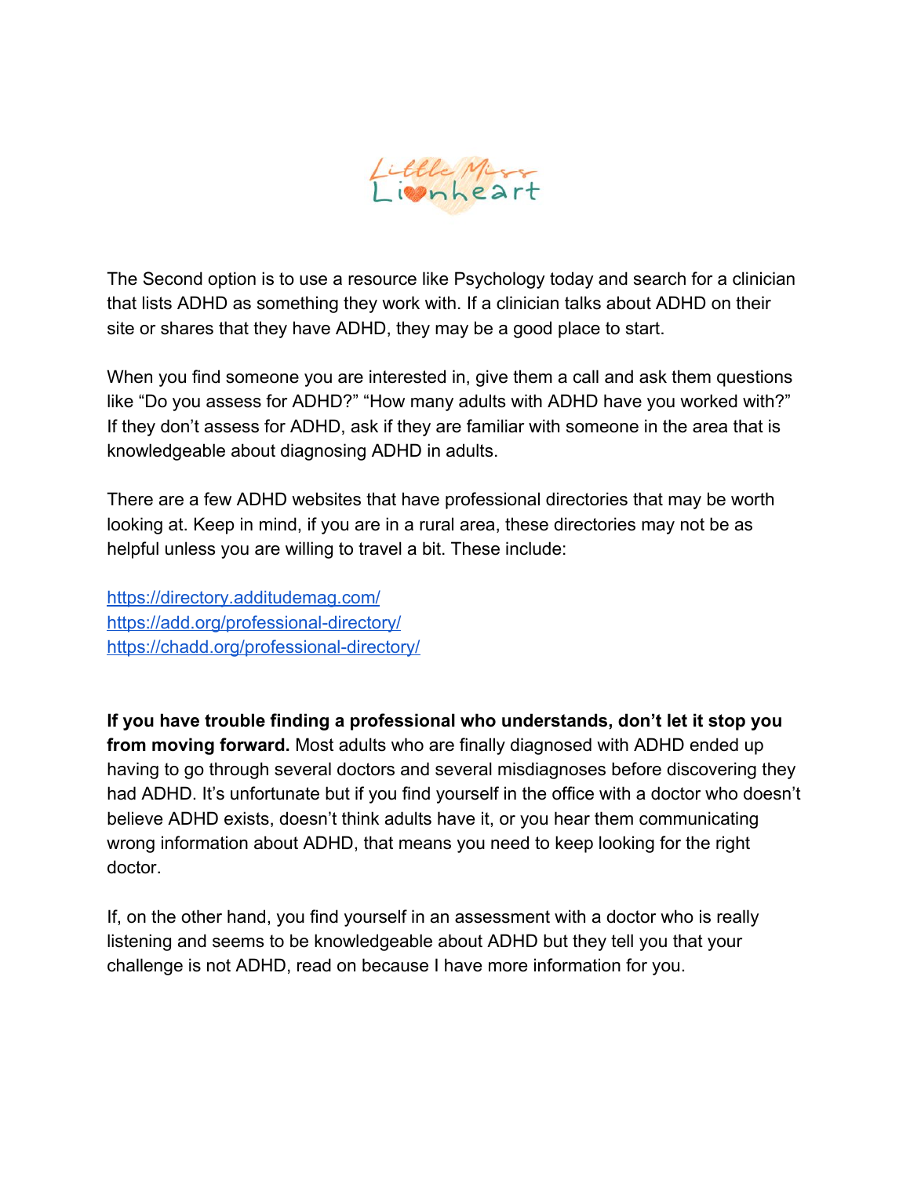The Second option is to use a resource like Psychology today and search for a clinician that lists ADHD as something they work with. If a clinician talks about ADHD on their site or shares that they have ADHD, they may be a good place to start.

When you find someone you are interested in, give them a call and ask them questions like "Do you assess for ADHD?" "How many adults with ADHD have you worked with?" If they don't assess for ADHD, ask if they are familiar with someone in the area that is knowledgeable about diagnosing ADHD in adults.

There are a few ADHD websites that have professional directories that may be worth looking at. Keep in mind, if you are in a rural area, these directories may not be as helpful unless you are willing to travel a bit. These include:

https://directory.additudemag.com/
https://add.org/professional-directory/
https://chadd.org/professional-directory/

**If you have trouble finding a professional who understands, don't let it stop you from moving forward.** Most adults who are finally diagnosed with ADHD ended up having to go through several doctors and several misdiagnoses before discovering they had ADHD. It's unfortunate but if you find yourself in the office with a doctor who doesn't believe ADHD exists, doesn't think adults have it, or you hear them communicating wrong information about ADHD, that means you need to keep looking for the right doctor.

If, on the other hand, you find yourself in an assessment with a doctor who is really listening and seems to be knowledgeable about ADHD but they tell you that your challenge is not ADHD, read on because I have more information for you.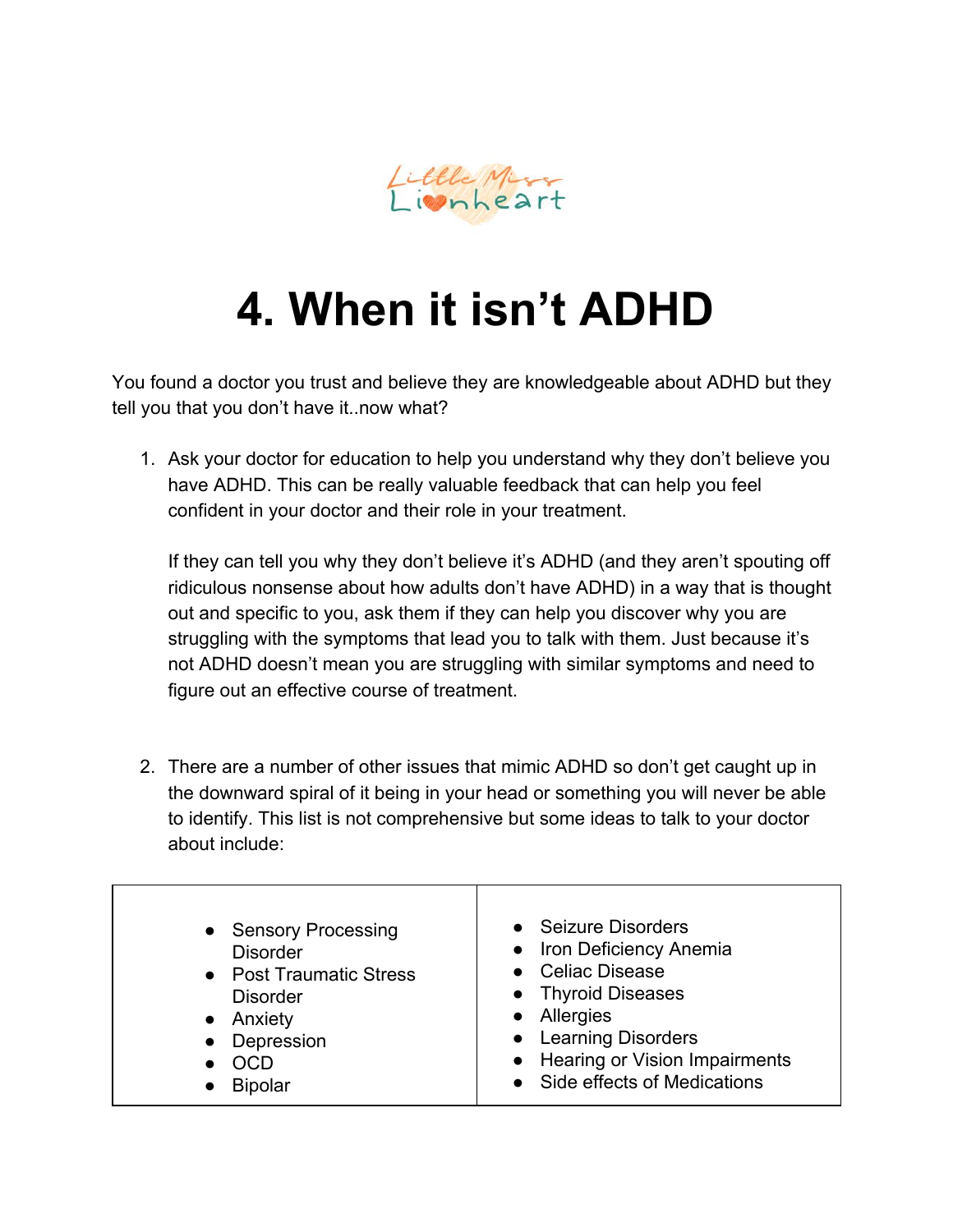Little Miss Lionheart

# 4. When it isn't ADHD

You found a doctor you trust and believe they are knowledgeable about ADHD but they tell you that you don't have it..now what?

1. Ask your doctor for education to help you understand why they don't believe you have ADHD. This can be really valuable feedback that can help you feel confident in your doctor and their role in your treatment.

   If they can tell you why they don't believe it's ADHD (and they aren't spouting off ridiculous nonsense about how adults don't have ADHD) in a way that is thought out and specific to you, ask them if they can help you discover why you are struggling with the symptoms that lead you to talk with them. Just because it's not ADHD doesn't mean you are struggling with similar symptoms and need to figure out an effective course of treatment.

2. There are a number of other issues that mimic ADHD so don't get caught up in the downward spiral of it being in your head or something you will never be able to identify. This list is not comprehensive but some ideas to talk to your doctor about include:

| | |
|---|---|
| • Sensory Processing Disorder<br>• Post Traumatic Stress Disorder<br>• Anxiety<br>• Depression<br>• OCD<br>• Bipolar | • Seizure Disorders<br>• Iron Deficiency Anemia<br>• Celiac Disease<br>• Thyroid Diseases<br>• Allergies<br>• Learning Disorders<br>• Hearing or Vision Impairments<br>• Side effects of Medications |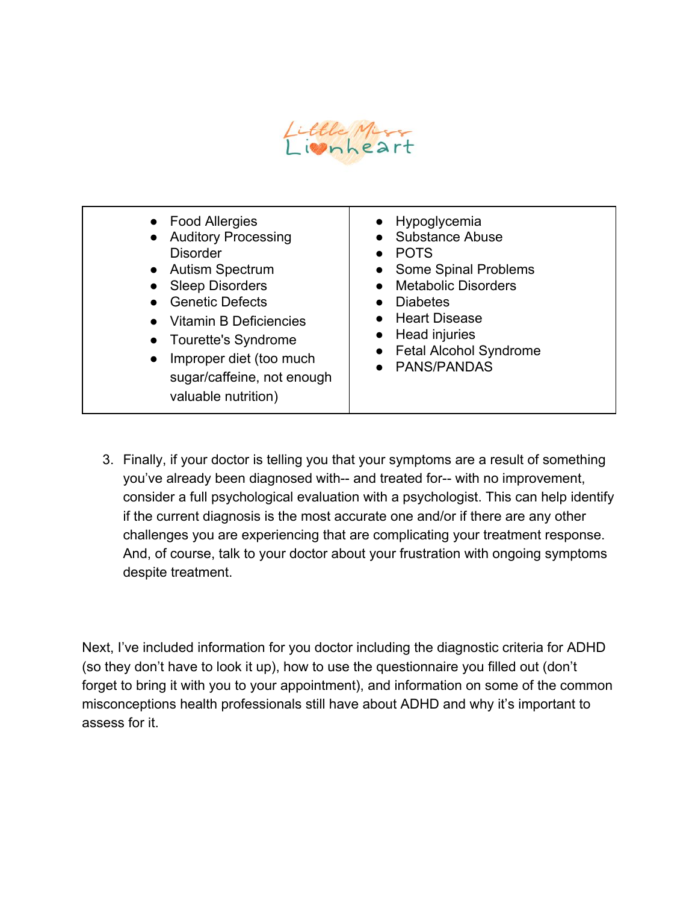| | |
|---|---|
| • Food Allergies<br>• Auditory Processing Disorder<br>• Autism Spectrum<br>• Sleep Disorders<br>• Genetic Defects<br>• Vitamin B Deficiencies<br>• Tourette's Syndrome<br>• Improper diet (too much sugar/caffeine, not enough valuable nutrition) | • Hypoglycemia<br>• Substance Abuse<br>• POTS<br>• Some Spinal Problems<br>• Metabolic Disorders<br>• Diabetes<br>• Heart Disease<br>• Head injuries<br>• Fetal Alcohol Syndrome<br>• PANS/PANDAS |

3. Finally, if your doctor is telling you that your symptoms are a result of something you've already been diagnosed with-- and treated for-- with no improvement, consider a full psychological evaluation with a psychologist. This can help identify if the current diagnosis is the most accurate one and/or if there are any other challenges you are experiencing that are complicating your treatment response. And, of course, talk to your doctor about your frustration with ongoing symptoms despite treatment.

Next, I've included information for you doctor including the diagnostic criteria for ADHD (so they don't have to look it up), how to use the questionnaire you filled out (don't forget to bring it with you to your appointment), and information on some of the common misconceptions health professionals still have about ADHD and why it's important to assess for it.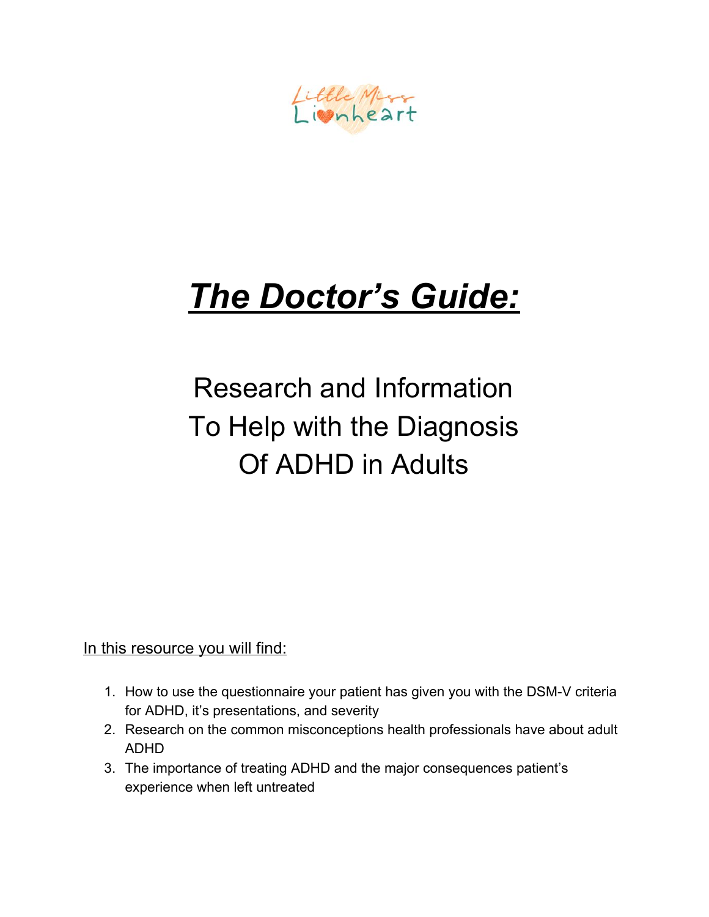Little Miss Lionheart

# ***The Doctor's Guide:***

## Research and Information To Help with the Diagnosis Of ADHD in Adults

In this resource you will find:

1. How to use the questionnaire your patient has given you with the DSM-V criteria for ADHD, it's presentations, and severity
2. Research on the common misconceptions health professionals have about adult ADHD
3. The importance of treating ADHD and the major consequences patient's experience when left untreated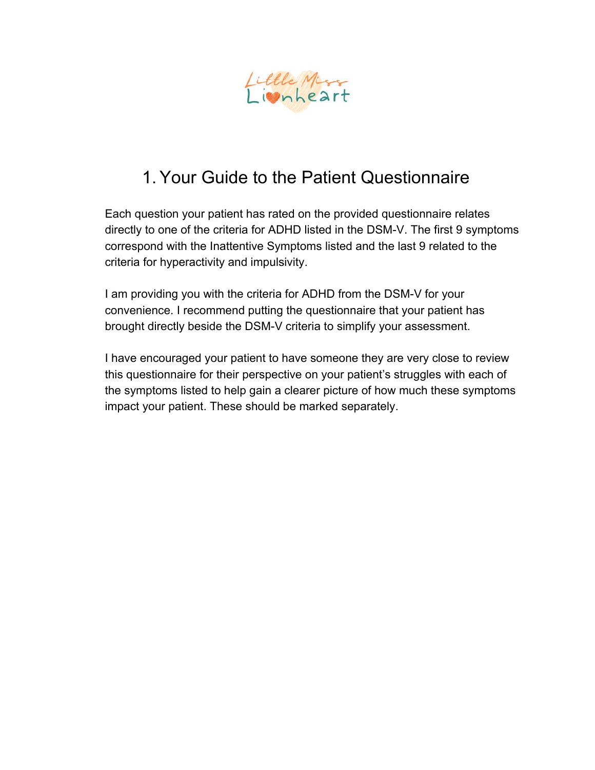Little Miss Lionheart

# 1. Your Guide to the Patient Questionnaire

Each question your patient has rated on the provided questionnaire relates directly to one of the criteria for ADHD listed in the DSM-V. The first 9 symptoms correspond with the Inattentive Symptoms listed and the last 9 related to the criteria for hyperactivity and impulsivity.

I am providing you with the criteria for ADHD from the DSM-V for your convenience. I recommend putting the questionnaire that your patient has brought directly beside the DSM-V criteria to simplify your assessment.

I have encouraged your patient to have someone they are very close to review this questionnaire for their perspective on your patient's struggles with each of the symptoms listed to help gain a clearer picture of how much these symptoms impact your patient. These should be marked separately.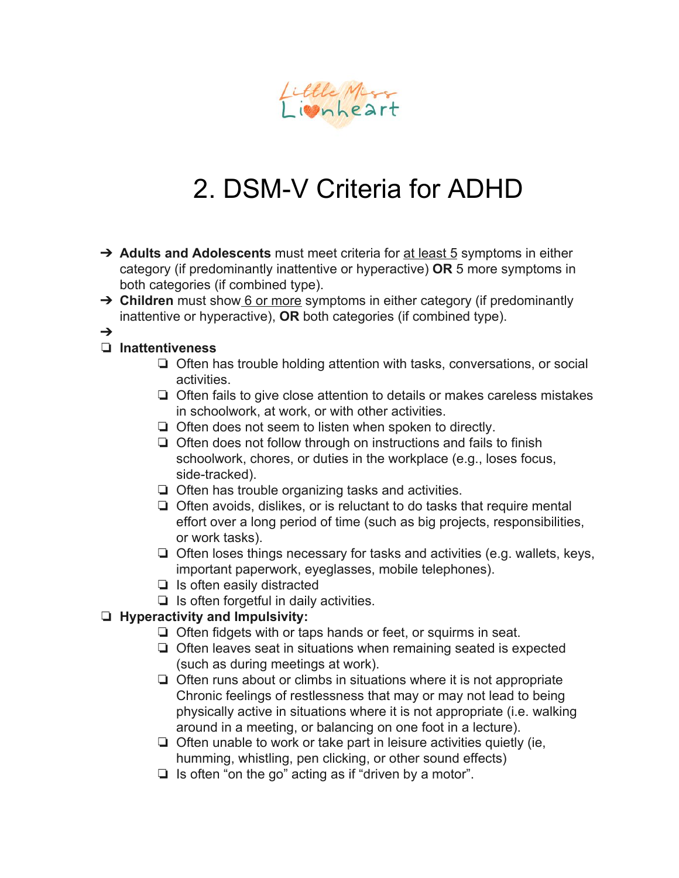Little Miss Lionheart

# 2. DSM-V Criteria for ADHD

- **Adults and Adolescents** must meet criteria for <u>at least 5</u> symptoms in either category (if predominantly inattentive or hyperactive) **OR** 5 more symptoms in both categories (if combined type).
- **Children** must show <u>6 or more</u> symptoms in either category (if predominantly inattentive or hyperactive), **OR** both categories (if combined type).
- 

- **Inattentiveness**
  - Often has trouble holding attention with tasks, conversations, or social activities.
  - Often fails to give close attention to details or makes careless mistakes in schoolwork, at work, or with other activities.
  - Often does not seem to listen when spoken to directly.
  - Often does not follow through on instructions and fails to finish schoolwork, chores, or duties in the workplace (e.g., loses focus, side-tracked).
  - Often has trouble organizing tasks and activities.
  - Often avoids, dislikes, or is reluctant to do tasks that require mental effort over a long period of time (such as big projects, responsibilities, or work tasks).
  - Often loses things necessary for tasks and activities (e.g. wallets, keys, important paperwork, eyeglasses, mobile telephones).
  - Is often easily distracted
  - Is often forgetful in daily activities.
- **Hyperactivity and Impulsivity:**
  - Often fidgets with or taps hands or feet, or squirms in seat.
  - Often leaves seat in situations when remaining seated is expected (such as during meetings at work).
  - Often runs about or climbs in situations where it is not appropriate Chronic feelings of restlessness that may or may not lead to being physically active in situations where it is not appropriate (i.e. walking around in a meeting, or balancing on one foot in a lecture).
  - Often unable to work or take part in leisure activities quietly (ie, humming, whistling, pen clicking, or other sound effects)
  - Is often "on the go" acting as if "driven by a motor".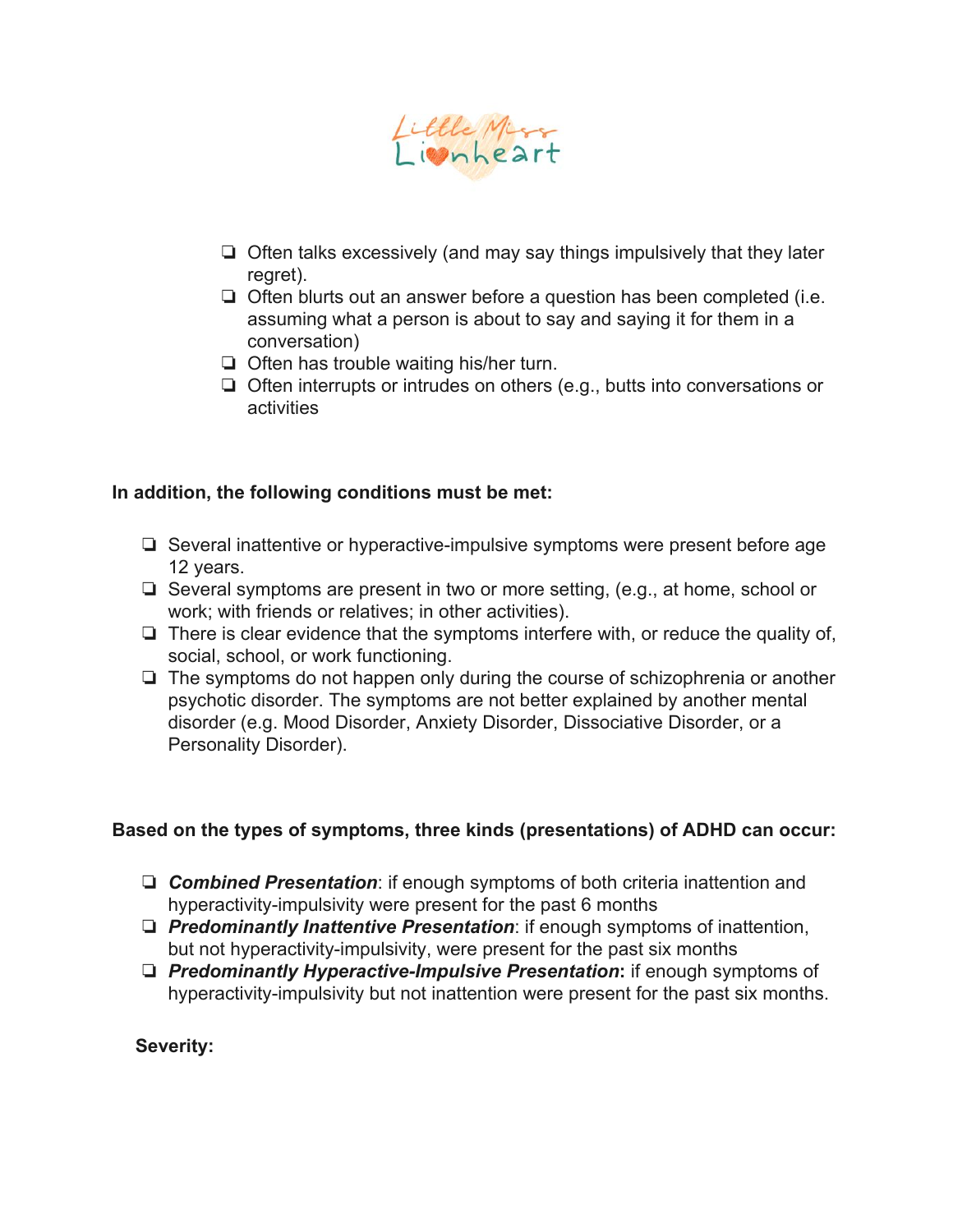- ❏ Often talks excessively (and may say things impulsively that they later regret).
- ❏ Often blurts out an answer before a question has been completed (i.e. assuming what a person is about to say and saying it for them in a conversation)
- ❏ Often has trouble waiting his/her turn.
- ❏ Often interrupts or intrudes on others (e.g., butts into conversations or activities

**In addition, the following conditions must be met:**

- ❏ Several inattentive or hyperactive-impulsive symptoms were present before age 12 years.
- ❏ Several symptoms are present in two or more setting, (e.g., at home, school or work; with friends or relatives; in other activities).
- ❏ There is clear evidence that the symptoms interfere with, or reduce the quality of, social, school, or work functioning.
- ❏ The symptoms do not happen only during the course of schizophrenia or another psychotic disorder. The symptoms are not better explained by another mental disorder (e.g. Mood Disorder, Anxiety Disorder, Dissociative Disorder, or a Personality Disorder).

**Based on the types of symptoms, three kinds (presentations) of ADHD can occur:**

- ❏ ***Combined Presentation***: if enough symptoms of both criteria inattention and hyperactivity-impulsivity were present for the past 6 months
- ❏ ***Predominantly Inattentive Presentation***: if enough symptoms of inattention, but not hyperactivity-impulsivity, were present for the past six months
- ❏ ***Predominantly Hyperactive-Impulsive Presentation*****:** if enough symptoms of hyperactivity-impulsivity but not inattention were present for the past six months.

**Severity:**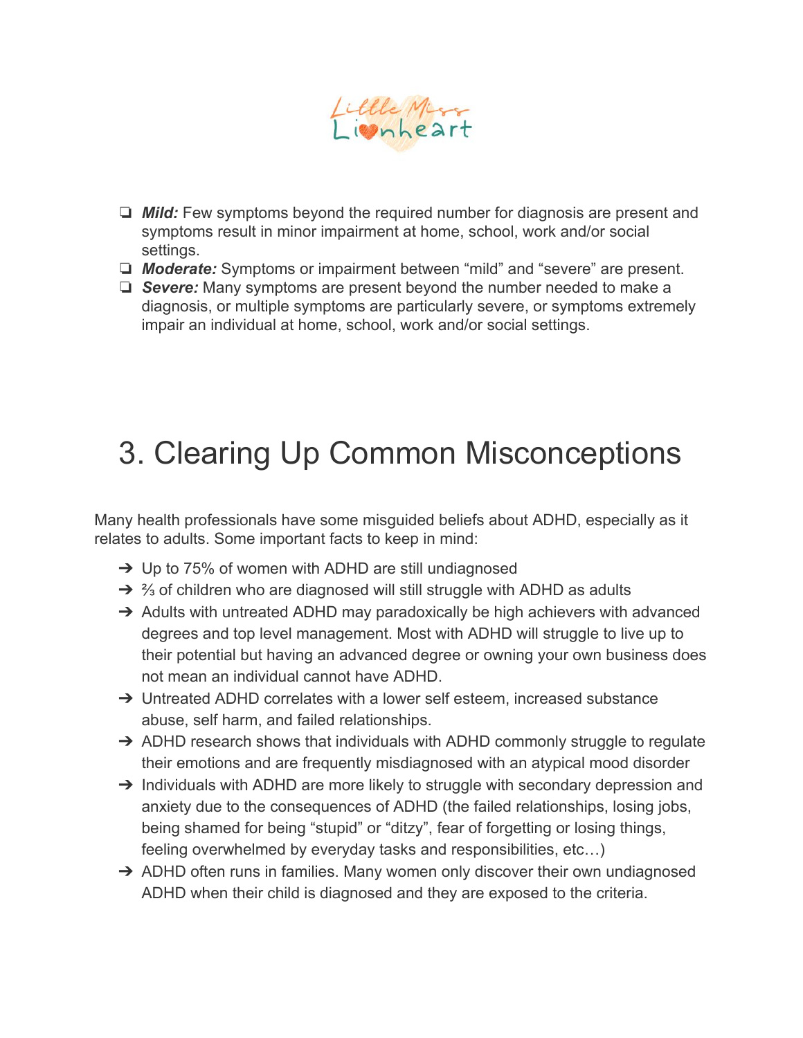- ***Mild:*** Few symptoms beyond the required number for diagnosis are present and symptoms result in minor impairment at home, school, work and/or social settings.
- ***Moderate:*** Symptoms or impairment between "mild" and "severe" are present.
- ***Severe:*** Many symptoms are present beyond the number needed to make a diagnosis, or multiple symptoms are particularly severe, or symptoms extremely impair an individual at home, school, work and/or social settings.

# 3. Clearing Up Common Misconceptions

Many health professionals have some misguided beliefs about ADHD, especially as it relates to adults. Some important facts to keep in mind:

- Up to 75% of women with ADHD are still undiagnosed
- ⅔ of children who are diagnosed will still struggle with ADHD as adults
- Adults with untreated ADHD may paradoxically be high achievers with advanced degrees and top level management. Most with ADHD will struggle to live up to their potential but having an advanced degree or owning your own business does not mean an individual cannot have ADHD.
- Untreated ADHD correlates with a lower self esteem, increased substance abuse, self harm, and failed relationships.
- ADHD research shows that individuals with ADHD commonly struggle to regulate their emotions and are frequently misdiagnosed with an atypical mood disorder
- Individuals with ADHD are more likely to struggle with secondary depression and anxiety due to the consequences of ADHD (the failed relationships, losing jobs, being shamed for being "stupid" or "ditzy", fear of forgetting or losing things, feeling overwhelmed by everyday tasks and responsibilities, etc…)
- ADHD often runs in families. Many women only discover their own undiagnosed ADHD when their child is diagnosed and they are exposed to the criteria.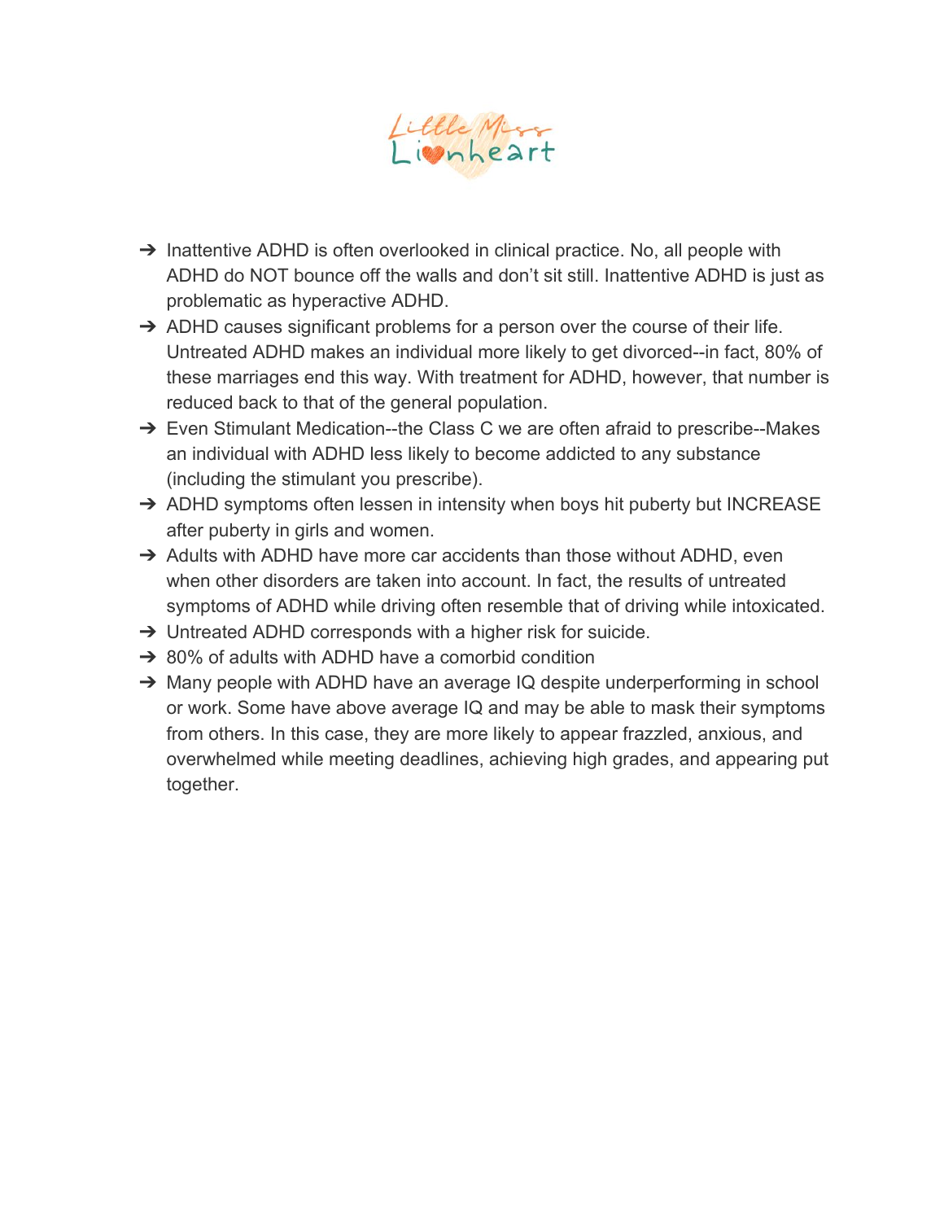- Inattentive ADHD is often overlooked in clinical practice. No, all people with ADHD do NOT bounce off the walls and don't sit still. Inattentive ADHD is just as problematic as hyperactive ADHD.
- ADHD causes significant problems for a person over the course of their life. Untreated ADHD makes an individual more likely to get divorced--in fact, 80% of these marriages end this way. With treatment for ADHD, however, that number is reduced back to that of the general population.
- Even Stimulant Medication--the Class C we are often afraid to prescribe--Makes an individual with ADHD less likely to become addicted to any substance (including the stimulant you prescribe).
- ADHD symptoms often lessen in intensity when boys hit puberty but INCREASE after puberty in girls and women.
- Adults with ADHD have more car accidents than those without ADHD, even when other disorders are taken into account. In fact, the results of untreated symptoms of ADHD while driving often resemble that of driving while intoxicated.
- Untreated ADHD corresponds with a higher risk for suicide.
- 80% of adults with ADHD have a comorbid condition
- Many people with ADHD have an average IQ despite underperforming in school or work. Some have above average IQ and may be able to mask their symptoms from others. In this case, they are more likely to appear frazzled, anxious, and overwhelmed while meeting deadlines, achieving high grades, and appearing put together.